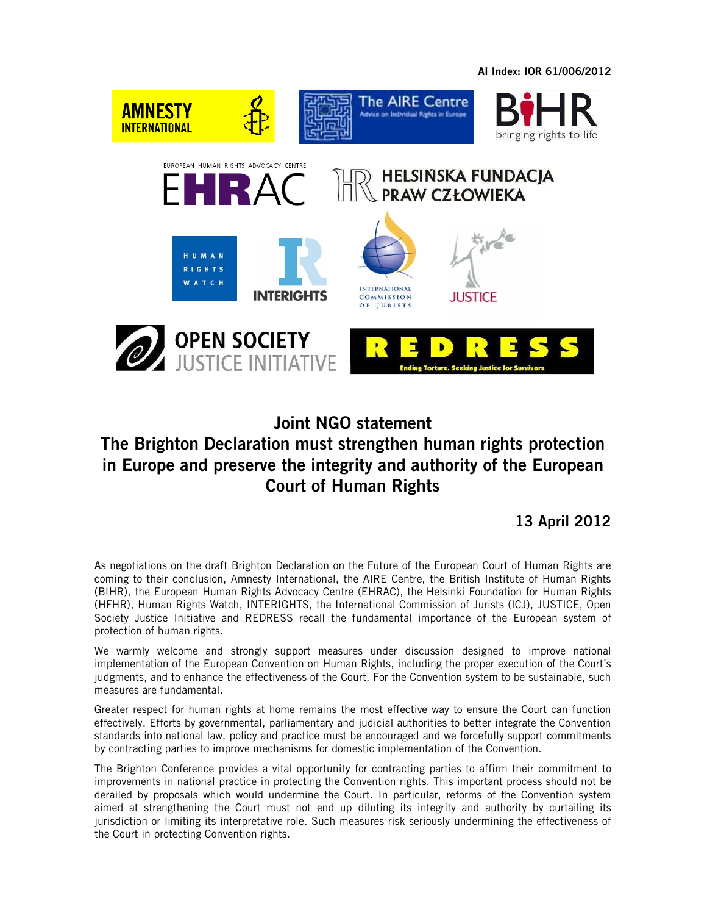AI Index: IOR 61/006/2012

# Joint NGO statement

# The Brighton Declaration must strengthen human rights protection in Europe and preserve the integrity and authority of the European Court of Human Rights

**13 April 2012**

As negotiations on the draft Brighton Declaration on the Future of the European Court of Human Rights are coming to their conclusion, Amnesty International, the AIRE Centre, the British Institute of Human Rights (BIHR), the European Human Rights Advocacy Centre (EHRAC), the Helsinki Foundation for Human Rights (HFHR), Human Rights Watch, INTERIGHTS, the International Commission of Jurists (ICJ), JUSTICE, Open Society Justice Initiative and REDRESS recall the fundamental importance of the European system of protection of human rights.

We warmly welcome and strongly support measures under discussion designed to improve national implementation of the European Convention on Human Rights, including the proper execution of the Court's judgments, and to enhance the effectiveness of the Court. For the Convention system to be sustainable, such measures are fundamental.

Greater respect for human rights at home remains the most effective way to ensure the Court can function effectively. Efforts by governmental, parliamentary and judicial authorities to better integrate the Convention standards into national law, policy and practice must be encouraged and we forcefully support commitments by contracting parties to improve mechanisms for domestic implementation of the Convention.

The Brighton Conference provides a vital opportunity for contracting parties to affirm their commitment to improvements in national practice in protecting the Convention rights. This important process should not be derailed by proposals which would undermine the Court. In particular, reforms of the Convention system aimed at strengthening the Court must not end up diluting its integrity and authority by curtailing its jurisdiction or limiting its interpretative role. Such measures risk seriously undermining the effectiveness of the Court in protecting Convention rights.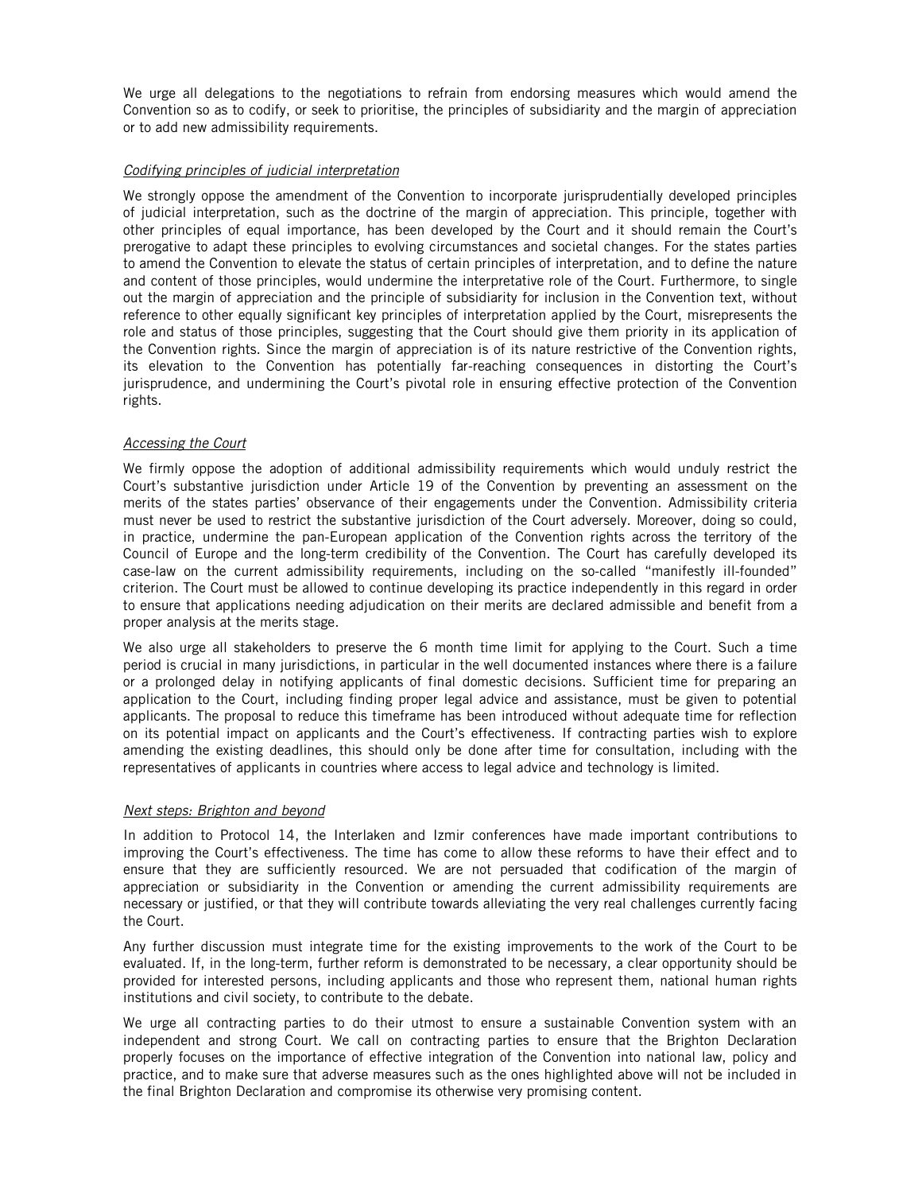We urge all delegations to the negotiations to refrain from endorsing measures which would amend the Convention so as to codify, or seek to prioritise, the principles of subsidiarity and the margin of appreciation or to add new admissibility requirements.

*Codifying principles of judicial interpretation*

We strongly oppose the amendment of the Convention to incorporate jurisprudentially developed principles of judicial interpretation, such as the doctrine of the margin of appreciation. This principle, together with other principles of equal importance, has been developed by the Court and it should remain the Court's prerogative to adapt these principles to evolving circumstances and societal changes. For the states parties to amend the Convention to elevate the status of certain principles of interpretation, and to define the nature and content of those principles, would undermine the interpretative role of the Court. Furthermore, to single out the margin of appreciation and the principle of subsidiarity for inclusion in the Convention text, without reference to other equally significant key principles of interpretation applied by the Court, misrepresents the role and status of those principles, suggesting that the Court should give them priority in its application of the Convention rights. Since the margin of appreciation is of its nature restrictive of the Convention rights, its elevation to the Convention has potentially far-reaching consequences in distorting the Court's jurisprudence, and undermining the Court's pivotal role in ensuring effective protection of the Convention rights.

*Accessing the Court*

We firmly oppose the adoption of additional admissibility requirements which would unduly restrict the Court's substantive jurisdiction under Article 19 of the Convention by preventing an assessment on the merits of the states parties' observance of their engagements under the Convention. Admissibility criteria must never be used to restrict the substantive jurisdiction of the Court adversely. Moreover, doing so could, in practice, undermine the pan-European application of the Convention rights across the territory of the Council of Europe and the long-term credibility of the Convention. The Court has carefully developed its case-law on the current admissibility requirements, including on the so-called "manifestly ill-founded" criterion. The Court must be allowed to continue developing its practice independently in this regard in order to ensure that applications needing adjudication on their merits are declared admissible and benefit from a proper analysis at the merits stage.

We also urge all stakeholders to preserve the 6 month time limit for applying to the Court. Such a time period is crucial in many jurisdictions, in particular in the well documented instances where there is a failure or a prolonged delay in notifying applicants of final domestic decisions. Sufficient time for preparing an application to the Court, including finding proper legal advice and assistance, must be given to potential applicants. The proposal to reduce this timeframe has been introduced without adequate time for reflection on its potential impact on applicants and the Court's effectiveness. If contracting parties wish to explore amending the existing deadlines, this should only be done after time for consultation, including with the representatives of applicants in countries where access to legal advice and technology is limited.

*Next steps: Brighton and beyond*

In addition to Protocol 14, the Interlaken and Izmir conferences have made important contributions to improving the Court's effectiveness. The time has come to allow these reforms to have their effect and to ensure that they are sufficiently resourced. We are not persuaded that codification of the margin of appreciation or subsidiarity in the Convention or amending the current admissibility requirements are necessary or justified, or that they will contribute towards alleviating the very real challenges currently facing the Court.

Any further discussion must integrate time for the existing improvements to the work of the Court to be evaluated. If, in the long-term, further reform is demonstrated to be necessary, a clear opportunity should be provided for interested persons, including applicants and those who represent them, national human rights institutions and civil society, to contribute to the debate.

We urge all contracting parties to do their utmost to ensure a sustainable Convention system with an independent and strong Court. We call on contracting parties to ensure that the Brighton Declaration properly focuses on the importance of effective integration of the Convention into national law, policy and practice, and to make sure that adverse measures such as the ones highlighted above will not be included in the final Brighton Declaration and compromise its otherwise very promising content.